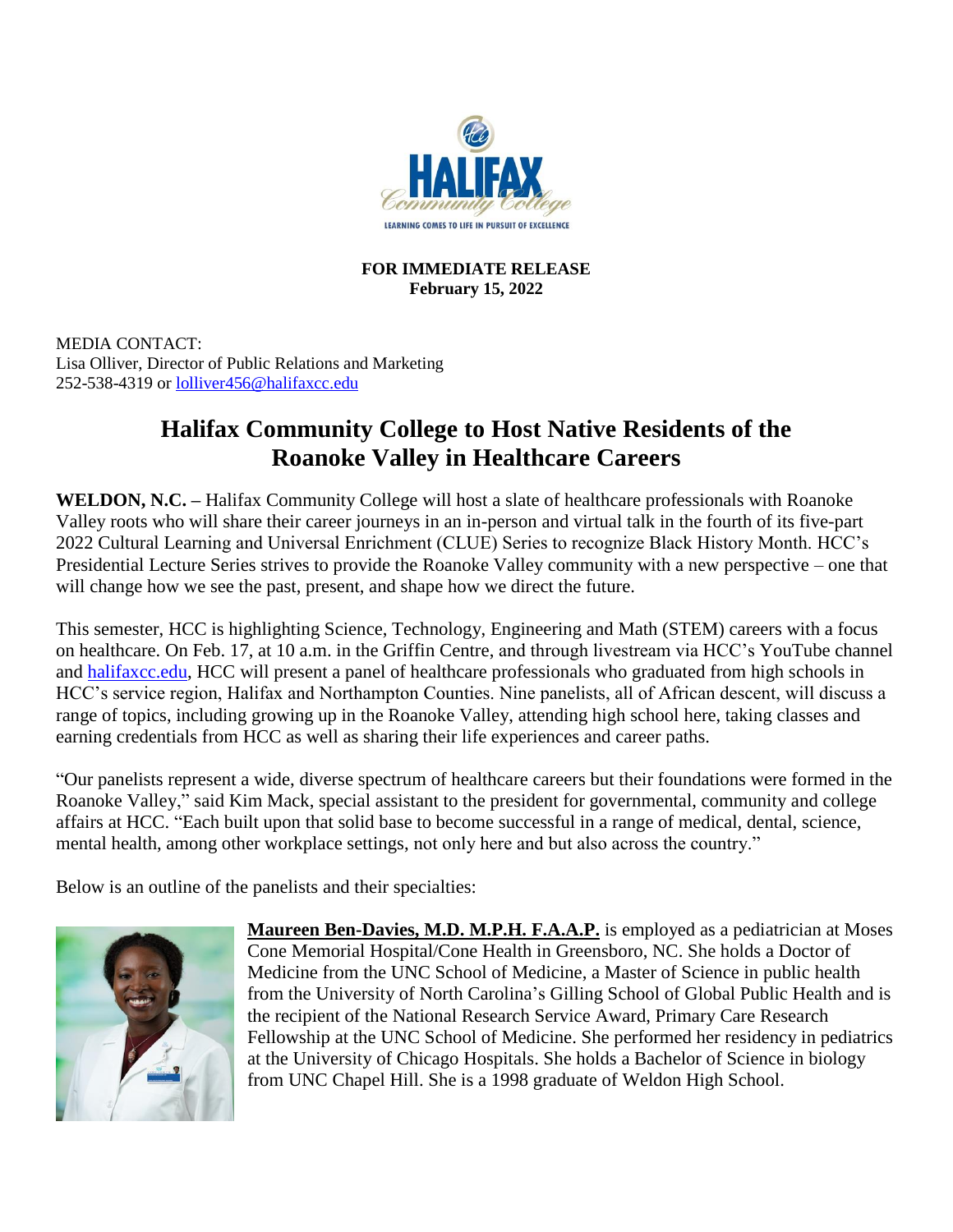**FOR IMMEDIATE RELEASE**
**February 15, 2022**

MEDIA CONTACT:
Lisa Olliver, Director of Public Relations and Marketing
252-538-4319 or lolliver456@halifaxcc.edu

# Halifax Community College to Host Native Residents of the Roanoke Valley in Healthcare Careers

**WELDON, N.C. –** Halifax Community College will host a slate of healthcare professionals with Roanoke Valley roots who will share their career journeys in an in-person and virtual talk in the fourth of its five-part 2022 Cultural Learning and Universal Enrichment (CLUE) Series to recognize Black History Month. HCC's Presidential Lecture Series strives to provide the Roanoke Valley community with a new perspective – one that will change how we see the past, present, and shape how we direct the future.

This semester, HCC is highlighting Science, Technology, Engineering and Math (STEM) careers with a focus on healthcare. On Feb. 17, at 10 a.m. in the Griffin Centre, and through livestream via HCC's YouTube channel and halifaxcc.edu, HCC will present a panel of healthcare professionals who graduated from high schools in HCC's service region, Halifax and Northampton Counties. Nine panelists, all of African descent, will discuss a range of topics, including growing up in the Roanoke Valley, attending high school here, taking classes and earning credentials from HCC as well as sharing their life experiences and career paths.

"Our panelists represent a wide, diverse spectrum of healthcare careers but their foundations were formed in the Roanoke Valley," said Kim Mack, special assistant to the president for governmental, community and college affairs at HCC. "Each built upon that solid base to become successful in a range of medical, dental, science, mental health, among other workplace settings, not only here and but also across the country."

Below is an outline of the panelists and their specialties:

**Maureen Ben-Davies, M.D. M.P.H. F.A.A.P.** is employed as a pediatrician at Moses Cone Memorial Hospital/Cone Health in Greensboro, NC. She holds a Doctor of Medicine from the UNC School of Medicine, a Master of Science in public health from the University of North Carolina's Gilling School of Global Public Health and is the recipient of the National Research Service Award, Primary Care Research Fellowship at the UNC School of Medicine. She performed her residency in pediatrics at the University of Chicago Hospitals. She holds a Bachelor of Science in biology from UNC Chapel Hill. She is a 1998 graduate of Weldon High School.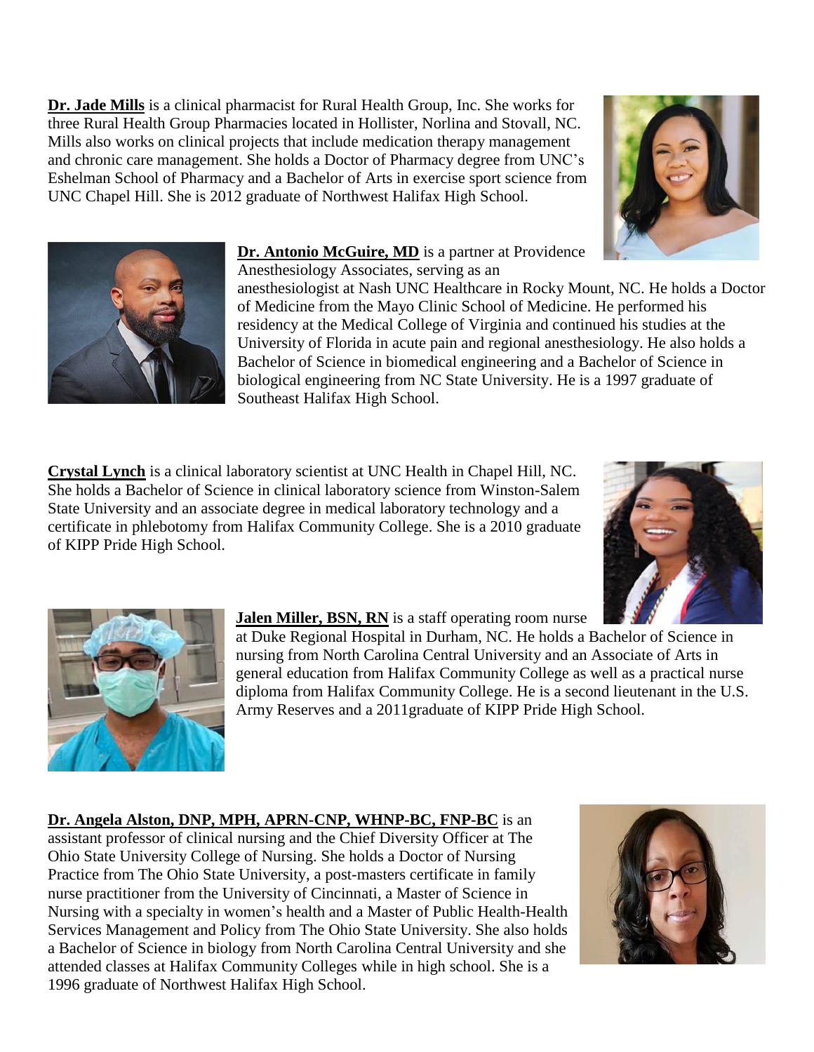**Dr. Jade Mills** is a clinical pharmacist for Rural Health Group, Inc. She works for three Rural Health Group Pharmacies located in Hollister, Norlina and Stovall, NC. Mills also works on clinical projects that include medication therapy management and chronic care management. She holds a Doctor of Pharmacy degree from UNC's Eshelman School of Pharmacy and a Bachelor of Arts in exercise sport science from UNC Chapel Hill. She is 2012 graduate of Northwest Halifax High School.

**Dr. Antonio McGuire, MD** is a partner at Providence Anesthesiology Associates, serving as an anesthesiologist at Nash UNC Healthcare in Rocky Mount, NC. He holds a Doctor of Medicine from the Mayo Clinic School of Medicine. He performed his residency at the Medical College of Virginia and continued his studies at the University of Florida in acute pain and regional anesthesiology. He also holds a Bachelor of Science in biomedical engineering and a Bachelor of Science in biological engineering from NC State University. He is a 1997 graduate of Southeast Halifax High School.

**Crystal Lynch** is a clinical laboratory scientist at UNC Health in Chapel Hill, NC. She holds a Bachelor of Science in clinical laboratory science from Winston-Salem State University and an associate degree in medical laboratory technology and a certificate in phlebotomy from Halifax Community College. She is a 2010 graduate of KIPP Pride High School.

**Jalen Miller, BSN, RN** is a staff operating room nurse at Duke Regional Hospital in Durham, NC. He holds a Bachelor of Science in nursing from North Carolina Central University and an Associate of Arts in general education from Halifax Community College as well as a practical nurse diploma from Halifax Community College. He is a second lieutenant in the U.S. Army Reserves and a 2011graduate of KIPP Pride High School.

**Dr. Angela Alston, DNP, MPH, APRN-CNP, WHNP-BC, FNP-BC** is an assistant professor of clinical nursing and the Chief Diversity Officer at The Ohio State University College of Nursing. She holds a Doctor of Nursing Practice from The Ohio State University, a post-masters certificate in family nurse practitioner from the University of Cincinnati, a Master of Science in Nursing with a specialty in women's health and a Master of Public Health-Health Services Management and Policy from The Ohio State University. She also holds a Bachelor of Science in biology from North Carolina Central University and she attended classes at Halifax Community Colleges while in high school. She is a 1996 graduate of Northwest Halifax High School.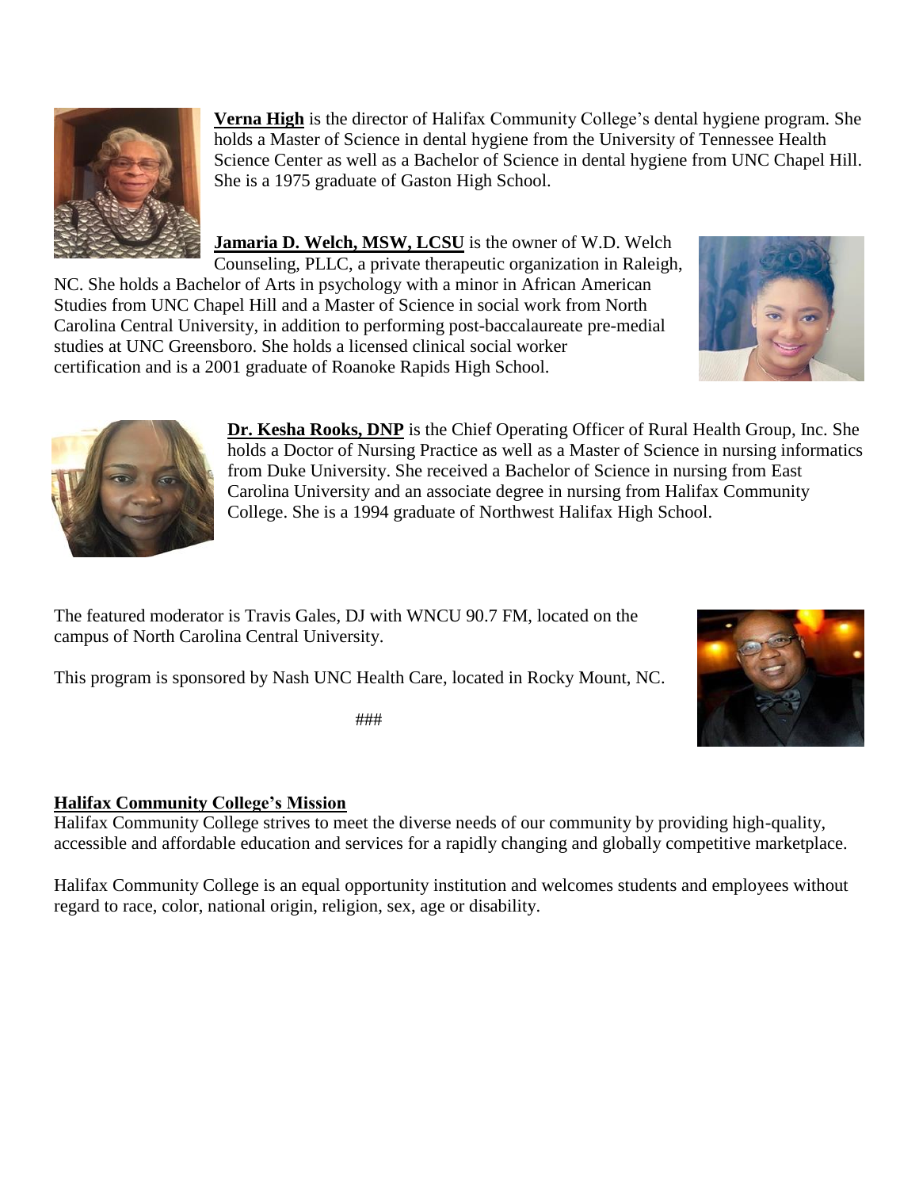**Verna High** is the director of Halifax Community College's dental hygiene program. She holds a Master of Science in dental hygiene from the University of Tennessee Health Science Center as well as a Bachelor of Science in dental hygiene from UNC Chapel Hill. She is a 1975 graduate of Gaston High School.

**Jamaria D. Welch, MSW, LCSU** is the owner of W.D. Welch Counseling, PLLC, a private therapeutic organization in Raleigh, NC. She holds a Bachelor of Arts in psychology with a minor in African American Studies from UNC Chapel Hill and a Master of Science in social work from North Carolina Central University, in addition to performing post-baccalaureate pre-medial studies at UNC Greensboro. She holds a licensed clinical social worker certification and is a 2001 graduate of Roanoke Rapids High School.

**Dr. Kesha Rooks, DNP** is the Chief Operating Officer of Rural Health Group, Inc. She holds a Doctor of Nursing Practice as well as a Master of Science in nursing informatics from Duke University. She received a Bachelor of Science in nursing from East Carolina University and an associate degree in nursing from Halifax Community College. She is a 1994 graduate of Northwest Halifax High School.

The featured moderator is Travis Gales, DJ with WNCU 90.7 FM, located on the campus of North Carolina Central University.

This program is sponsored by Nash UNC Health Care, located in Rocky Mount, NC.

###

**Halifax Community College's Mission**

Halifax Community College strives to meet the diverse needs of our community by providing high-quality, accessible and affordable education and services for a rapidly changing and globally competitive marketplace.

Halifax Community College is an equal opportunity institution and welcomes students and employees without regard to race, color, national origin, religion, sex, age or disability.